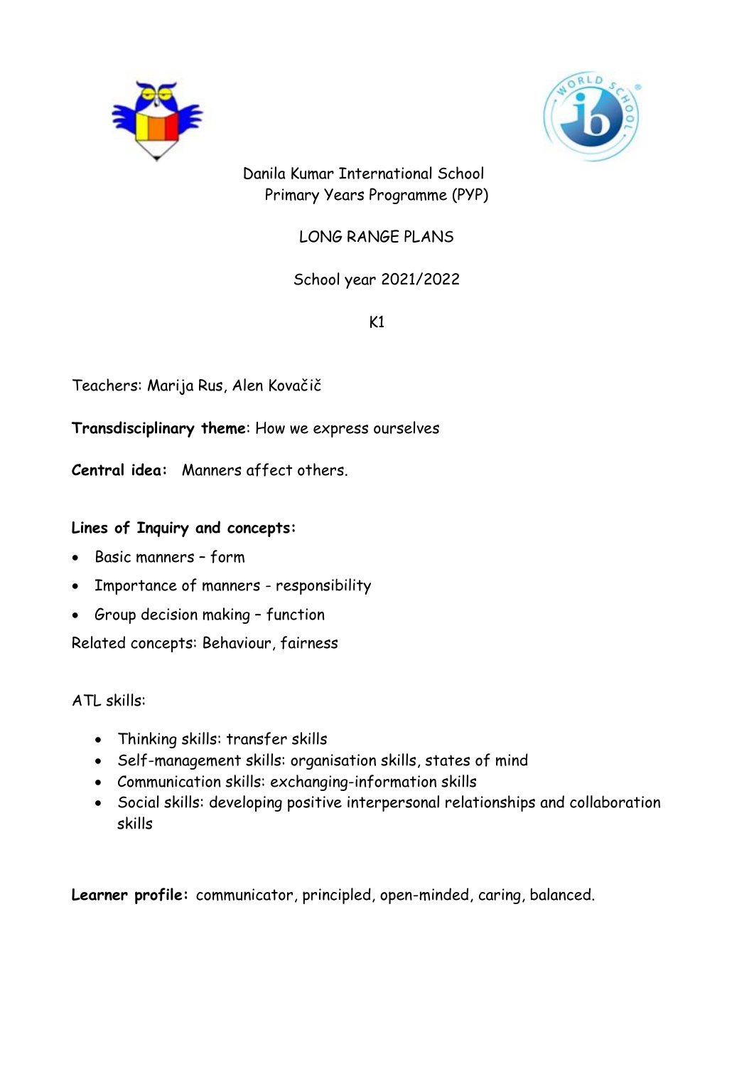Danila Kumar International School
Primary Years Programme (PYP)

LONG RANGE PLANS

School year 2021/2022

K1

Teachers: Marija Rus, Alen Kovačič

**Transdisciplinary theme**: How we express ourselves

**Central idea:** Manners affect others.

**Lines of Inquiry and concepts:**

- Basic manners – form
- Importance of manners - responsibility
- Group decision making – function

Related concepts: Behaviour, fairness

ATL skills:

- Thinking skills: transfer skills
- Self-management skills: organisation skills, states of mind
- Communication skills: exchanging-information skills
- Social skills: developing positive interpersonal relationships and collaboration skills

**Learner profile:** communicator, principled, open-minded, caring, balanced.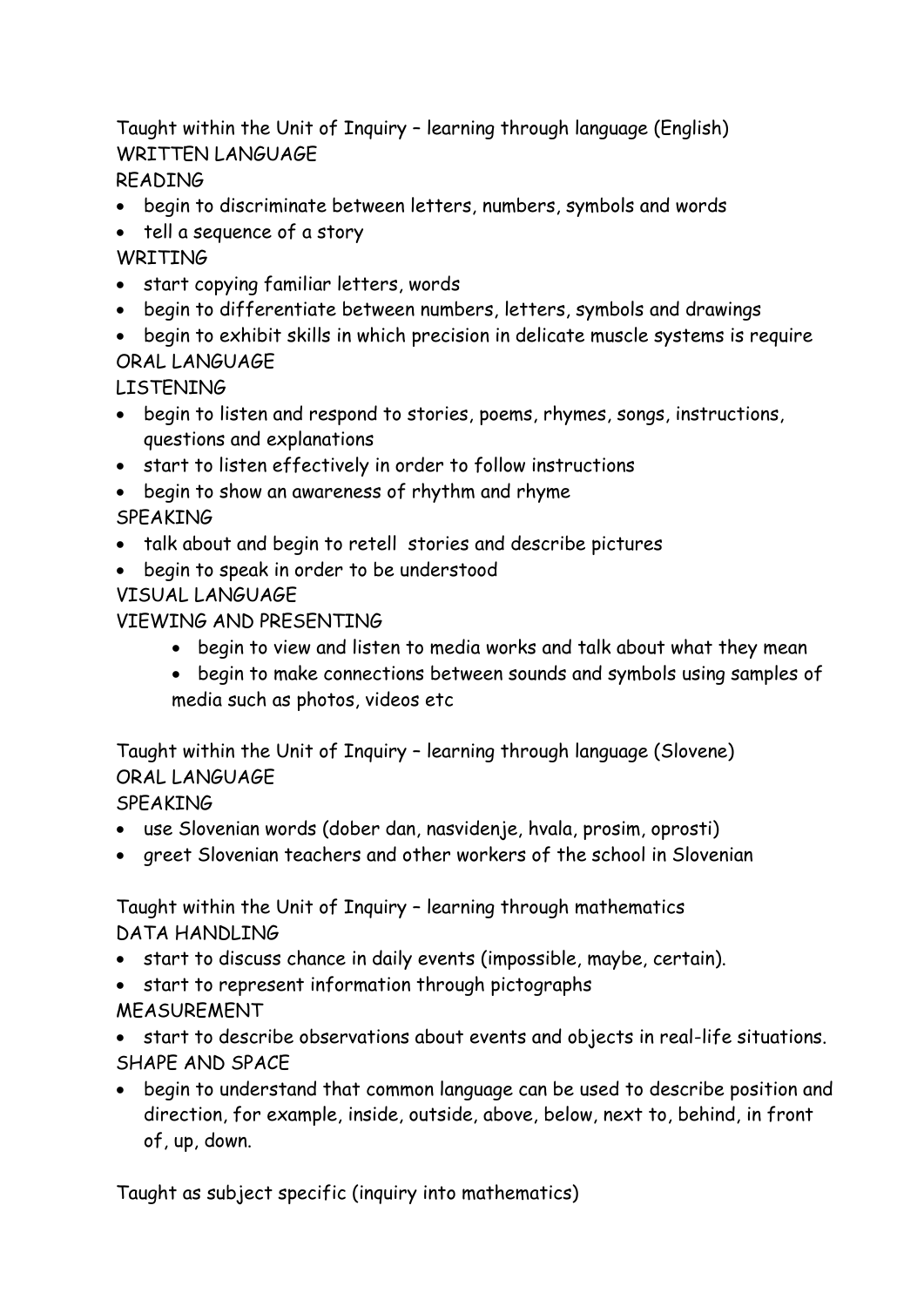Taught within the Unit of Inquiry – learning through language (English)

WRITTEN LANGUAGE

READING

- begin to discriminate between letters, numbers, symbols and words
- tell a sequence of a story

WRITING

- start copying familiar letters, words
- begin to differentiate between numbers, letters, symbols and drawings
- begin to exhibit skills in which precision in delicate muscle systems is require

ORAL LANGUAGE

LISTENING

- begin to listen and respond to stories, poems, rhymes, songs, instructions, questions and explanations
- start to listen effectively in order to follow instructions
- begin to show an awareness of rhythm and rhyme

SPEAKING

- talk about and begin to retell stories and describe pictures
- begin to speak in order to be understood

VISUAL LANGUAGE

VIEWING AND PRESENTING

- begin to view and listen to media works and talk about what they mean
- begin to make connections between sounds and symbols using samples of media such as photos, videos etc

Taught within the Unit of Inquiry – learning through language (Slovene)

ORAL LANGUAGE

SPEAKING

- use Slovenian words (dober dan, nasvidenje, hvala, prosim, oprosti)
- greet Slovenian teachers and other workers of the school in Slovenian

Taught within the Unit of Inquiry – learning through mathematics

DATA HANDLING

- start to discuss chance in daily events (impossible, maybe, certain).
- start to represent information through pictographs

MEASUREMENT

- start to describe observations about events and objects in real-life situations.

SHAPE AND SPACE

- begin to understand that common language can be used to describe position and direction, for example, inside, outside, above, below, next to, behind, in front of, up, down.

Taught as subject specific (inquiry into mathematics)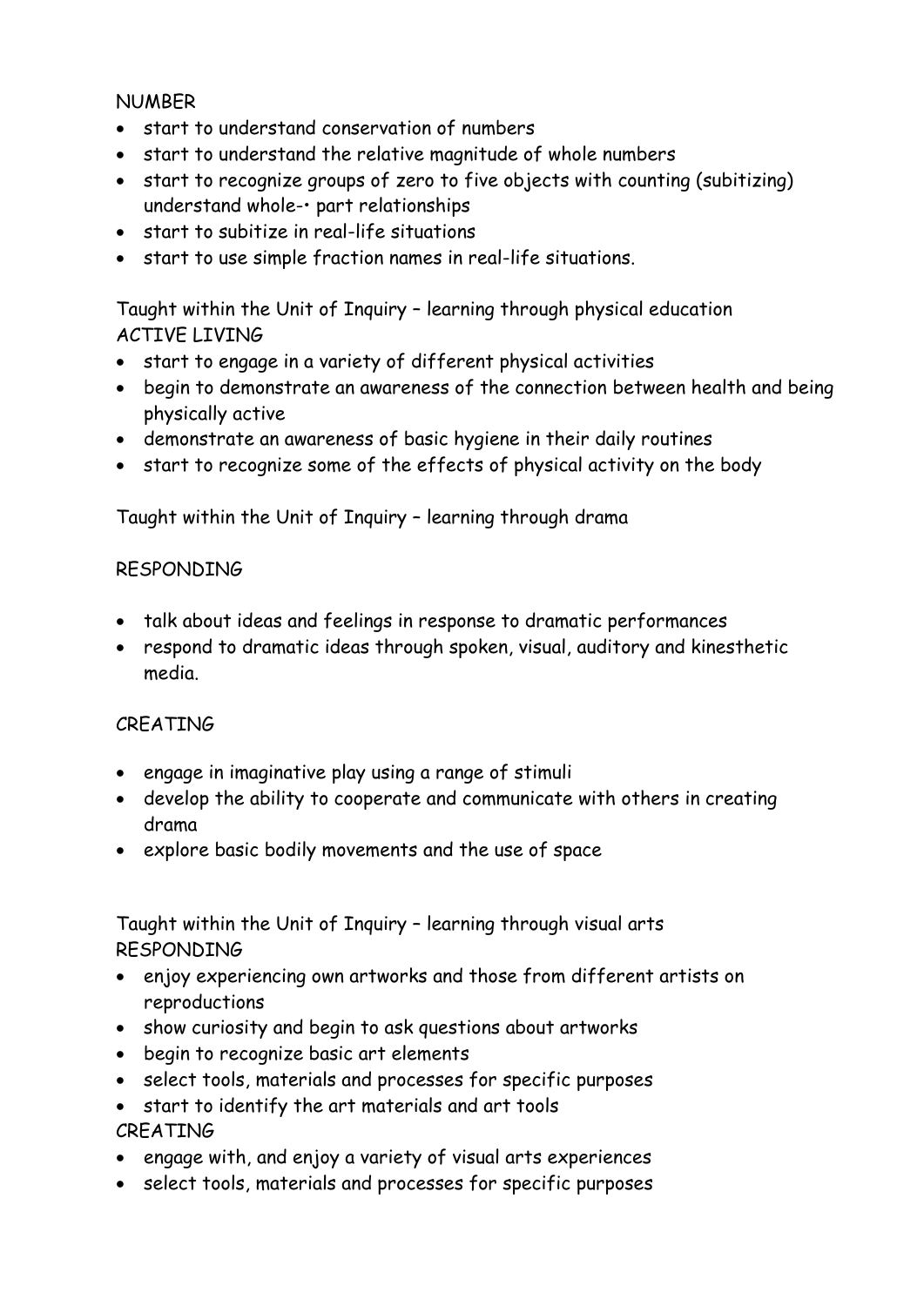NUMBER

- start to understand conservation of numbers
- start to understand the relative magnitude of whole numbers
- start to recognize groups of zero to five objects with counting (subitizing) understand whole-• part relationships
- start to subitize in real-life situations
- start to use simple fraction names in real-life situations.

Taught within the Unit of Inquiry – learning through physical education
ACTIVE LIVING

- start to engage in a variety of different physical activities
- begin to demonstrate an awareness of the connection between health and being physically active
- demonstrate an awareness of basic hygiene in their daily routines
- start to recognize some of the effects of physical activity on the body

Taught within the Unit of Inquiry – learning through drama

RESPONDING

- talk about ideas and feelings in response to dramatic performances
- respond to dramatic ideas through spoken, visual, auditory and kinesthetic media.

CREATING

- engage in imaginative play using a range of stimuli
- develop the ability to cooperate and communicate with others in creating drama
- explore basic bodily movements and the use of space

Taught within the Unit of Inquiry – learning through visual arts
RESPONDING

- enjoy experiencing own artworks and those from different artists on reproductions
- show curiosity and begin to ask questions about artworks
- begin to recognize basic art elements
- select tools, materials and processes for specific purposes
- start to identify the art materials and art tools

CREATING

- engage with, and enjoy a variety of visual arts experiences
- select tools, materials and processes for specific purposes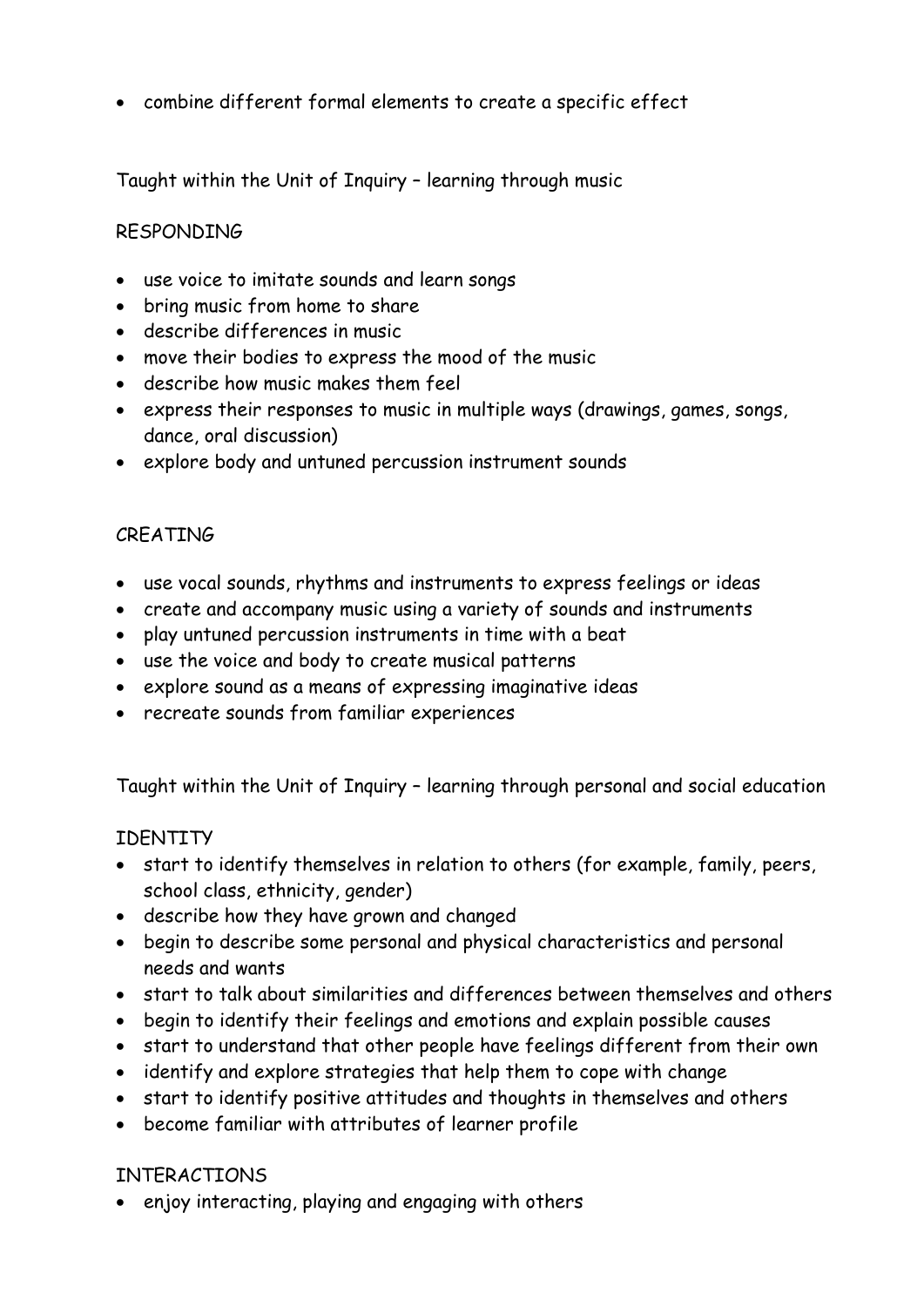- combine different formal elements to create a specific effect

Taught within the Unit of Inquiry – learning through music

RESPONDING

- use voice to imitate sounds and learn songs
- bring music from home to share
- describe differences in music
- move their bodies to express the mood of the music
- describe how music makes them feel
- express their responses to music in multiple ways (drawings, games, songs, dance, oral discussion)
- explore body and untuned percussion instrument sounds

CREATING

- use vocal sounds, rhythms and instruments to express feelings or ideas
- create and accompany music using a variety of sounds and instruments
- play untuned percussion instruments in time with a beat
- use the voice and body to create musical patterns
- explore sound as a means of expressing imaginative ideas
- recreate sounds from familiar experiences

Taught within the Unit of Inquiry – learning through personal and social education

IDENTITY

- start to identify themselves in relation to others (for example, family, peers, school class, ethnicity, gender)
- describe how they have grown and changed
- begin to describe some personal and physical characteristics and personal needs and wants
- start to talk about similarities and differences between themselves and others
- begin to identify their feelings and emotions and explain possible causes
- start to understand that other people have feelings different from their own
- identify and explore strategies that help them to cope with change
- start to identify positive attitudes and thoughts in themselves and others
- become familiar with attributes of learner profile

INTERACTIONS

- enjoy interacting, playing and engaging with others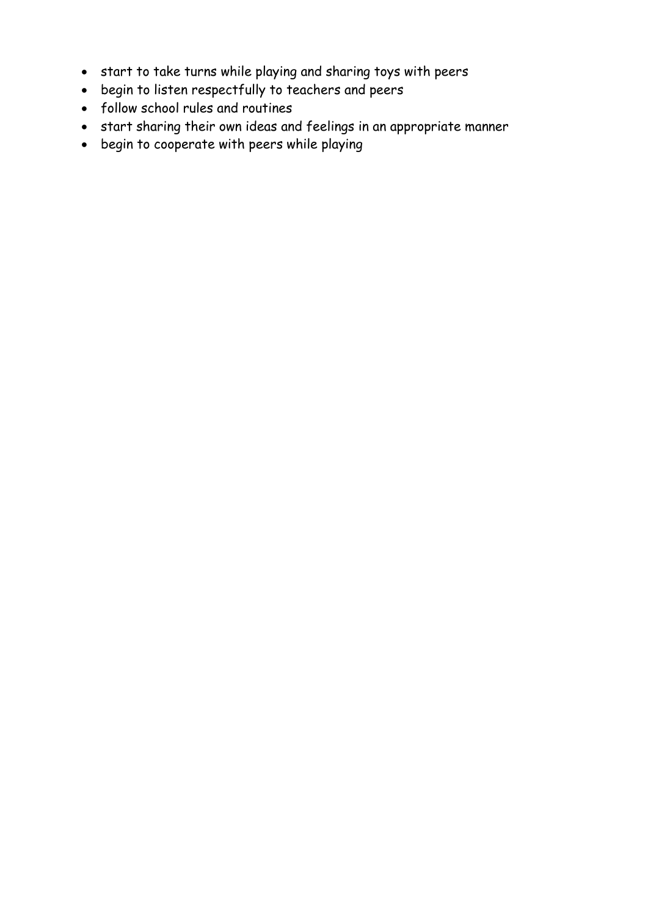- start to take turns while playing and sharing toys with peers
- begin to listen respectfully to teachers and peers
- follow school rules and routines
- start sharing their own ideas and feelings in an appropriate manner
- begin to cooperate with peers while playing